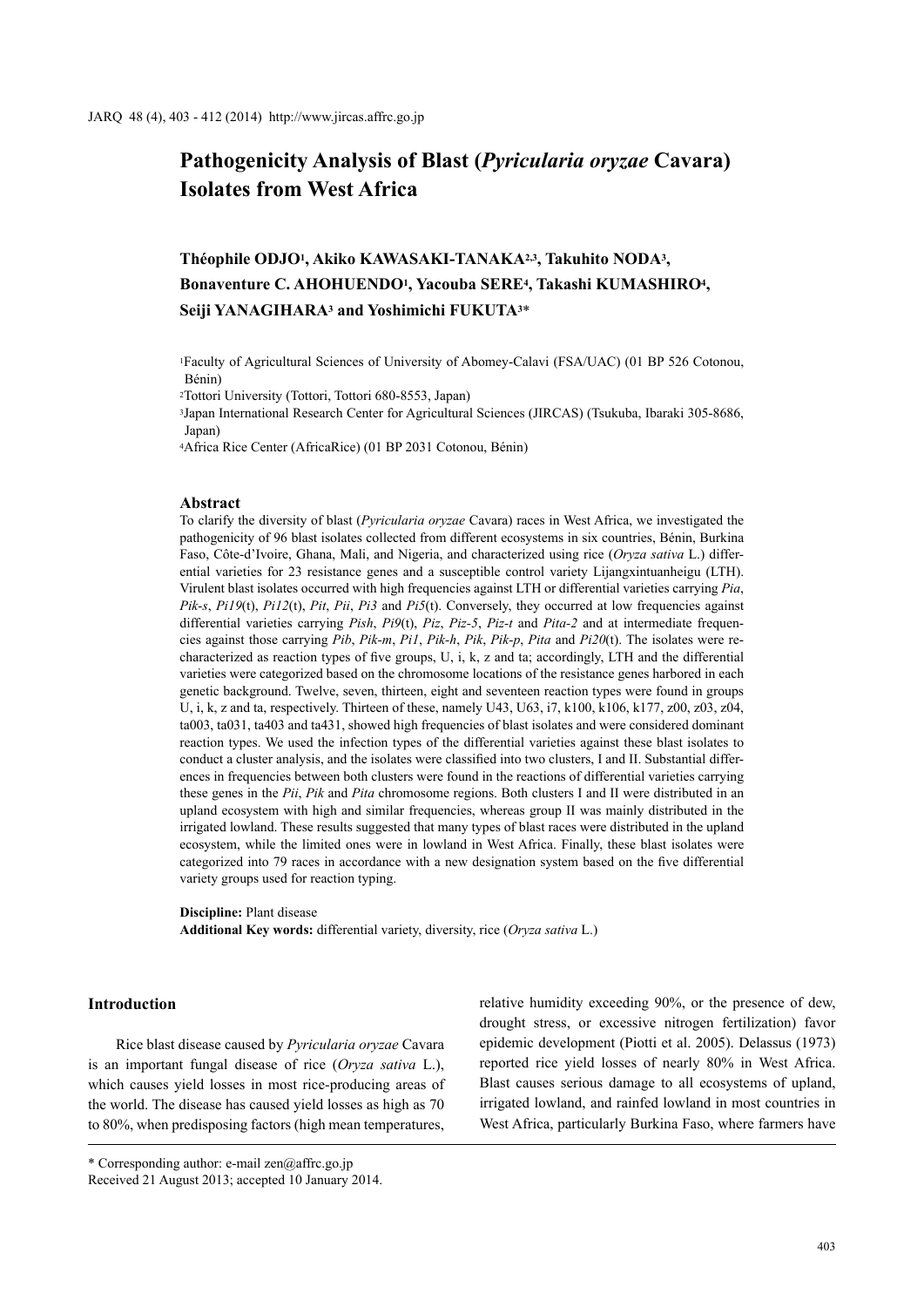# Pathogenicity Analysis of Blast (*Pyricularia oryzae* Cavara) Isolates from West Africa

**Théophile ODJO[1], Akiko KAWASAKI-TANAKA[2,3], Takuhito NODA[3], Bonaventure C. AHOHUENDO[1], Yacouba SERE[4], Takashi KUMASHIRO[4], Seiji YANAGIHARA[3] and Yoshimichi FUKUTA[3]***

[1]Faculty of Agricultural Sciences of University of Abomey-Calavi (FSA/UAC) (01 BP 526 Cotonou, Bénin)

[2]Tottori University (Tottori, Tottori 680-8553, Japan)

[3]Japan International Research Center for Agricultural Sciences (JIRCAS) (Tsukuba, Ibaraki 305-8686, Japan)

[4]Africa Rice Center (AfricaRice) (01 BP 2031 Cotonou, Bénin)

## Abstract

To clarify the diversity of blast (*Pyricularia oryzae* Cavara) races in West Africa, we investigated the pathogenicity of 96 blast isolates collected from different ecosystems in six countries, Bénin, Burkina Faso, Côte-d'Ivoire, Ghana, Mali, and Nigeria, and characterized using rice (*Oryza sativa* L.) differential varieties for 23 resistance genes and a susceptible control variety Lijangxintuanheigu (LTH). Virulent blast isolates occurred with high frequencies against LTH or differential varieties carrying *Pia*, *Pik-s*, *Pi19*(t), *Pi12*(t), *Pit*, *Pii*, *Pi3* and *Pi5*(t). Conversely, they occurred at low frequencies against differential varieties carrying *Pish*, *Pi9*(t), *Piz*, *Piz-5*, *Piz-t* and *Pita-2* and at intermediate frequencies against those carrying *Pib*, *Pik-m*, *Pi1*, *Pik-h*, *Pik*, *Pik-p*, *Pita* and *Pi20*(t). The isolates were recharacterized as reaction types of five groups, U, i, k, z and ta; accordingly, LTH and the differential varieties were categorized based on the chromosome locations of the resistance genes harbored in each genetic background. Twelve, seven, thirteen, eight and seventeen reaction types were found in groups U, i, k, z and ta, respectively. Thirteen of these, namely U43, U63, i7, k100, k106, k177, z00, z03, z04, ta003, ta031, ta403 and ta431, showed high frequencies of blast isolates and were considered dominant reaction types. We used the infection types of the differential varieties against these blast isolates to conduct a cluster analysis, and the isolates were classified into two clusters, I and II. Substantial differences in frequencies between both clusters were found in the reactions of differential varieties carrying these genes in the *Pii*, *Pik* and *Pita* chromosome regions. Both clusters I and II were distributed in an upland ecosystem with high and similar frequencies, whereas group II was mainly distributed in the irrigated lowland. These results suggested that many types of blast races were distributed in the upland ecosystem, while the limited ones were in lowland in West Africa. Finally, these blast isolates were categorized into 79 races in accordance with a new designation system based on the five differential variety groups used for reaction typing.

**Discipline:** Plant disease

**Additional Key words:** differential variety, diversity, rice (*Oryza sativa* L.)

## Introduction

Rice blast disease caused by *Pyricularia oryzae* Cavara is an important fungal disease of rice (*Oryza sativa* L.), which causes yield losses in most rice-producing areas of the world. The disease has caused yield losses as high as 70 to 80%, when predisposing factors (high mean temperatures, relative humidity exceeding 90%, or the presence of dew, drought stress, or excessive nitrogen fertilization) favor epidemic development (Piotti et al. 2005). Delassus (1973) reported rice yield losses of nearly 80% in West Africa. Blast causes serious damage to all ecosystems of upland, irrigated lowland, and rainfed lowland in most countries in West Africa, particularly Burkina Faso, where farmers have

\* Corresponding author: e-mail zen@affrc.go.jp

Received 21 August 2013; accepted 10 January 2014.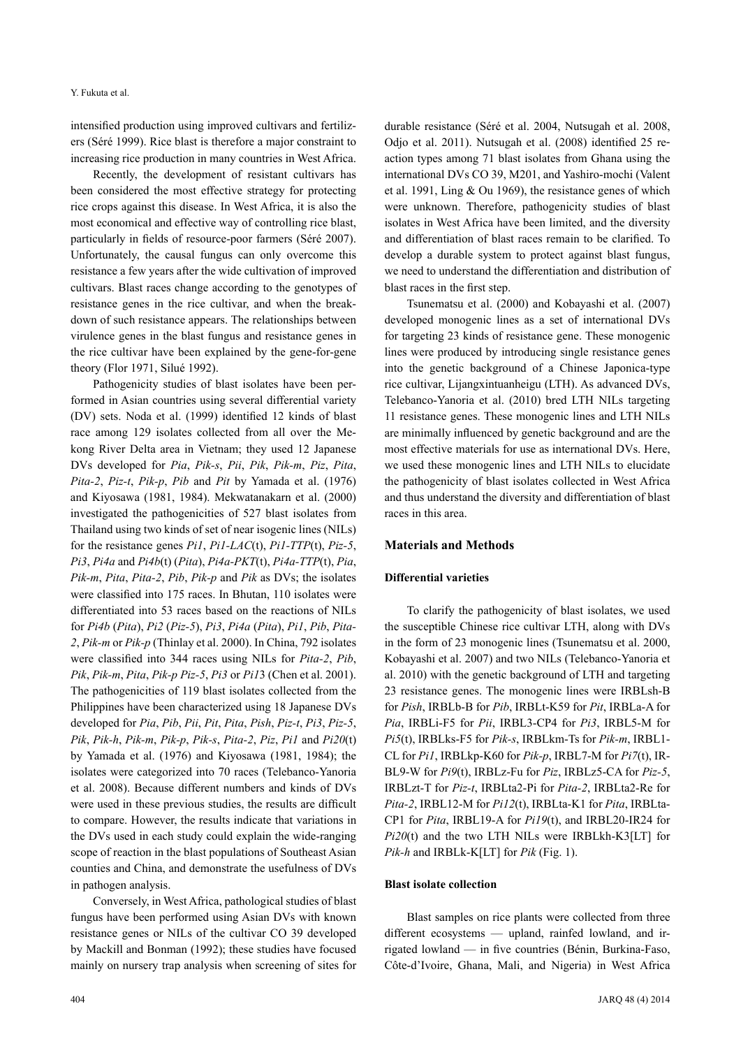intensified production using improved cultivars and fertilizers (Séré 1999). Rice blast is therefore a major constraint to increasing rice production in many countries in West Africa.

Recently, the development of resistant cultivars has been considered the most effective strategy for protecting rice crops against this disease. In West Africa, it is also the most economical and effective way of controlling rice blast, particularly in fields of resource-poor farmers (Séré 2007). Unfortunately, the causal fungus can only overcome this resistance a few years after the wide cultivation of improved cultivars. Blast races change according to the genotypes of resistance genes in the rice cultivar, and when the breakdown of such resistance appears. The relationships between virulence genes in the blast fungus and resistance genes in the rice cultivar have been explained by the gene-for-gene theory (Flor 1971, Silué 1992).

Pathogenicity studies of blast isolates have been performed in Asian countries using several differential variety (DV) sets. Noda et al. (1999) identified 12 kinds of blast race among 129 isolates collected from all over the Mekong River Delta area in Vietnam; they used 12 Japanese DVs developed for *Pia*, *Pik-s*, *Pii*, *Pik*, *Pik-m*, *Piz*, *Pita*, *Pita-2*, *Piz-t*, *Pik-p*, *Pib* and *Pit* by Yamada et al. (1976) and Kiyosawa (1981, 1984). Mekwatanakarn et al. (2000) investigated the pathogenicities of 527 blast isolates from Thailand using two kinds of set of near isogenic lines (NILs) for the resistance genes *Pi1*, *Pi1-LAC*(t), *Pi1-TTP*(t), *Piz-5*, *Pi3*, *Pi4a* and *Pi4b*(t) (*Pita*), *Pi4a-PKT*(t), *Pi4a-TTP*(t), *Pia*, *Pik-m*, *Pita*, *Pita-2*, *Pib*, *Pik-p* and *Pik* as DVs; the isolates were classified into 175 races. In Bhutan, 110 isolates were differentiated into 53 races based on the reactions of NILs for *Pi4b* (*Pita*), *Pi2* (*Piz-5*), *Pi3*, *Pi4a* (*Pita*), *Pi1*, *Pib*, *Pita-2*, *Pik-m* or *Pik-p* (Thinlay et al. 2000). In China, 792 isolates were classified into 344 races using NILs for *Pita-2*, *Pib*, *Pik*, *Pik-m*, *Pita*, *Pik-p Piz-5*, *Pi3* or *Pi13* (Chen et al. 2001). The pathogenicities of 119 blast isolates collected from the Philippines have been characterized using 18 Japanese DVs developed for *Pia*, *Pib*, *Pii*, *Pit*, *Pita*, *Pish*, *Piz-t*, *Pi3*, *Piz-5*, *Pik*, *Pik-h*, *Pik-m*, *Pik-p*, *Pik-s*, *Pita-2*, *Piz*, *Pi1* and *Pi20*(t) by Yamada et al. (1976) and Kiyosawa (1981, 1984); the isolates were categorized into 70 races (Telebanco-Yanoria et al. 2008). Because different numbers and kinds of DVs were used in these previous studies, the results are difficult to compare. However, the results indicate that variations in the DVs used in each study could explain the wide-ranging scope of reaction in the blast populations of Southeast Asian counties and China, and demonstrate the usefulness of DVs in pathogen analysis.

Conversely, in West Africa, pathological studies of blast fungus have been performed using Asian DVs with known resistance genes or NILs of the cultivar CO 39 developed by Mackill and Bonman (1992); these studies have focused mainly on nursery trap analysis when screening of sites for durable resistance (Séré et al. 2004, Nutsugah et al. 2008, Odjo et al. 2011). Nutsugah et al. (2008) identified 25 reaction types among 71 blast isolates from Ghana using the international DVs CO 39, M201, and Yashiro-mochi (Valent et al. 1991, Ling & Ou 1969), the resistance genes of which were unknown. Therefore, pathogenicity studies of blast isolates in West Africa have been limited, and the diversity and differentiation of blast races remain to be clarified. To develop a durable system to protect against blast fungus, we need to understand the differentiation and distribution of blast races in the first step.

Tsunematsu et al. (2000) and Kobayashi et al. (2007) developed monogenic lines as a set of international DVs for targeting 23 kinds of resistance gene. These monogenic lines were produced by introducing single resistance genes into the genetic background of a Chinese Japonica-type rice cultivar, Lijangxintuanheigu (LTH). As advanced DVs, Telebanco-Yanoria et al. (2010) bred LTH NILs targeting 11 resistance genes. These monogenic lines and LTH NILs are minimally influenced by genetic background and are the most effective materials for use as international DVs. Here, we used these monogenic lines and LTH NILs to elucidate the pathogenicity of blast isolates collected in West Africa and thus understand the diversity and differentiation of blast races in this area.

## Materials and Methods

### Differential varieties

To clarify the pathogenicity of blast isolates, we used the susceptible Chinese rice cultivar LTH, along with DVs in the form of 23 monogenic lines (Tsunematsu et al. 2000, Kobayashi et al. 2007) and two NILs (Telebanco-Yanoria et al. 2010) with the genetic background of LTH and targeting 23 resistance genes. The monogenic lines were IRBLsh-B for *Pish*, IRBLb-B for *Pib*, IRBLt-K59 for *Pit*, IRBLa-A for *Pia*, IRBLi-F5 for *Pii*, IRBL3-CP4 for *Pi3*, IRBL5-M for *Pi5*(t), IRBLks-F5 for *Pik-s*, IRBLkm-Ts for *Pik-m*, IRBL1-CL for *Pi1*, IRBLkp-K60 for *Pik-p*, IRBL7-M for *Pi7*(t), IRBL9-W for *Pi9*(t), IRBLz-Fu for *Piz*, IRBLz5-CA for *Piz-5*, IRBLzt-T for *Piz-t*, IRBLta2-Pi for *Pita-2*, IRBLta2-Re for *Pita-2*, IRBL12-M for *Pi12*(t), IRBLta-K1 for *Pita*, IRBLta-CP1 for *Pita*, IRBL19-A for *Pi19*(t), and IRBL20-IR24 for *Pi20*(t) and the two LTH NILs were IRBLkh-K3[LT] for *Pik-h* and IRBLk-K[LT] for *Pik* (Fig. 1).

### Blast isolate collection

Blast samples on rice plants were collected from three different ecosystems — upland, rainfed lowland, and irrigated lowland — in five countries (Bénin, Burkina-Faso, Côte-d'Ivoire, Ghana, Mali, and Nigeria) in West Africa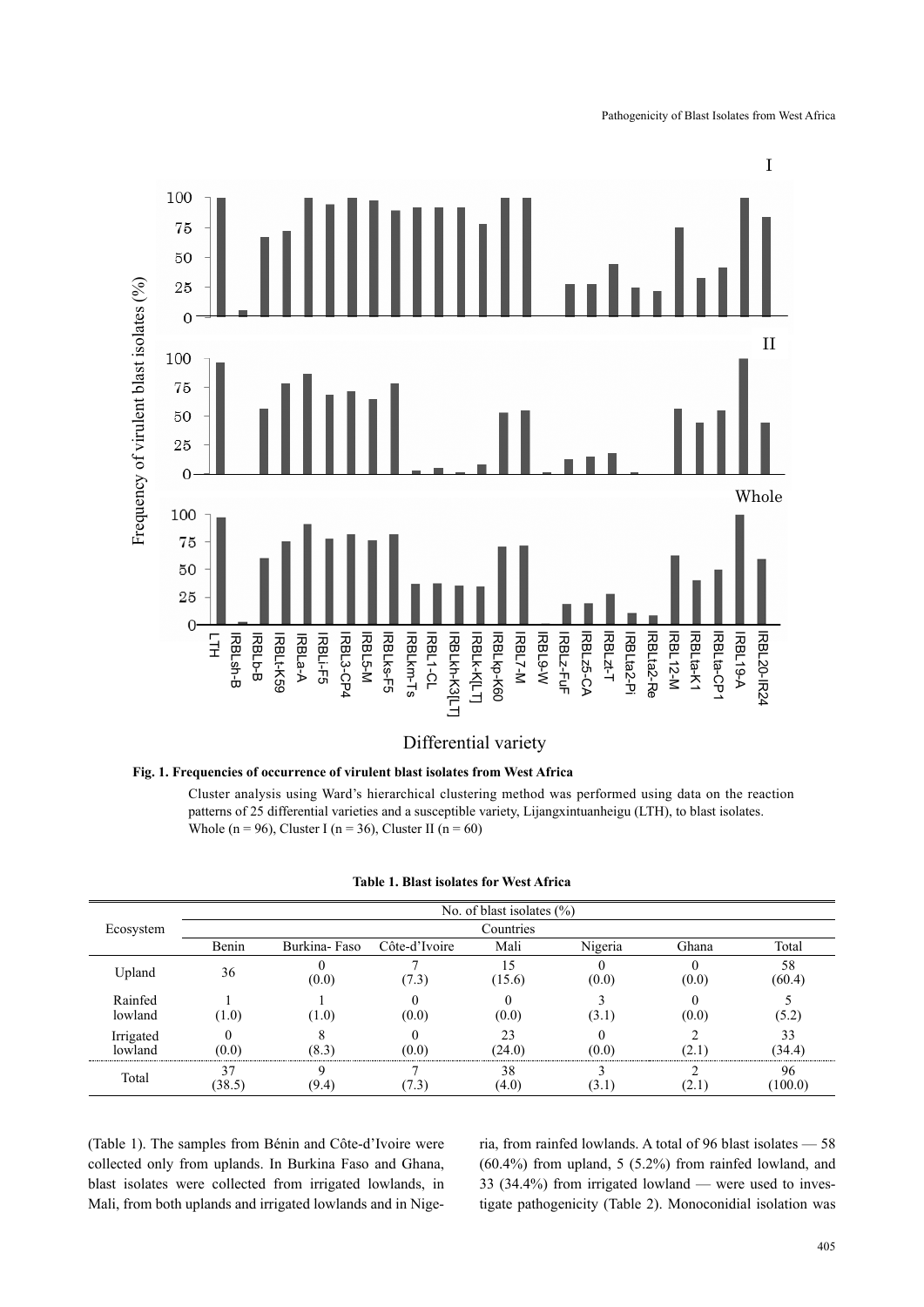**Fig. 1. Frequencies of occurrence of virulent blast isolates from West Africa**

Cluster analysis using Ward's hierarchical clustering method was performed using data on the reaction patterns of 25 differential varieties and a susceptible variety, Lijangxintuanheigu (LTH), to blast isolates. Whole (n = 96), Cluster I (n = 36), Cluster II (n = 60)

**Table 1. Blast isolates for West Africa**

| Ecosystem | No. of blast isolates (%) | | | | | | |
|---|---|---|---|---|---|---|---|
| | Countries | | | | | | |
| | Benin | Burkina- Faso | Côte-d'Ivoire | Mali | Nigeria | Ghana | Total |
| Upland | 36 | 0 (0.0) | 7 (7.3) | 15 (15.6) | 0 (0.0) | 0 (0.0) | 58 (60.4) |
| Rainfed lowland | 1 (1.0) | 1 (1.0) | 0 (0.0) | 0 (0.0) | 3 (3.1) | 0 (0.0) | 5 (5.2) |
| Irrigated lowland | 0 (0.0) | 8 (8.3) | 0 (0.0) | 23 (24.0) | 0 (0.0) | 2 (2.1) | 33 (34.4) |
| Total | 37 (38.5) | 9 (9.4) | 7 (7.3) | 38 (4.0) | 3 (3.1) | 2 (2.1) | 96 (100.0) |

(Table 1). The samples from Bénin and Côte-d'Ivoire were collected only from uplands. In Burkina Faso and Ghana, blast isolates were collected from irrigated lowlands, in Mali, from both uplands and irrigated lowlands and in Nigeria, from rainfed lowlands. A total of 96 blast isolates — 58 (60.4%) from upland, 5 (5.2%) from rainfed lowland, and 33 (34.4%) from irrigated lowland — were used to investigate pathogenicity (Table 2). Monoconidial isolation was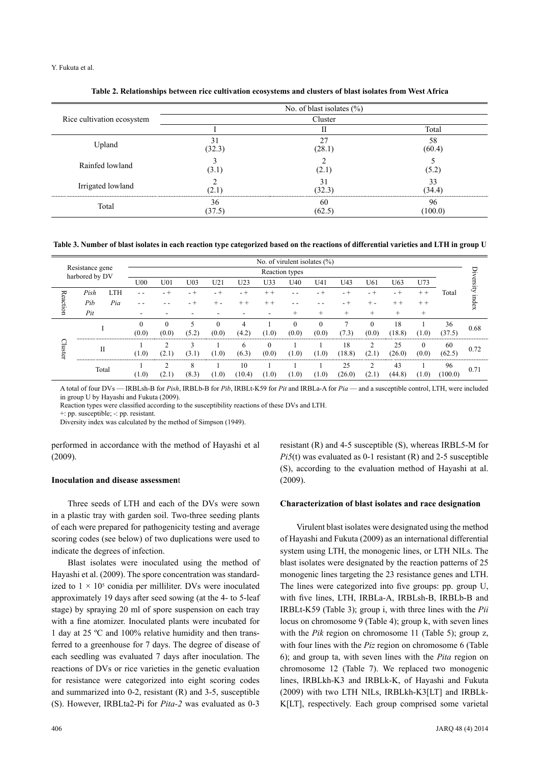**Table 2. Relationships between rice cultivation ecosystems and clusters of blast isolates from West Africa**

| Rice cultivation ecosystem | No. of blast isolates (%) | | |
|---|---|---|---|
| | Cluster | | |
| | I | II | Total |
| Upland | 31 (32.3) | 27 (28.1) | 58 (60.4) |
| Rainfed lowland | 3 (3.1) | 2 (2.1) | 5 (5.2) |
| Irrigated lowland | 2 (2.1) | 31 (32.3) | 33 (34.4) |
| Total | 36 (37.5) | 60 (62.5) | 96 (100.0) |

**Table 3. Number of blast isolates in each reaction type categorized based on the reactions of differential varieties and LTH in group U**

| Resistance gene harbored by DV | | | No. of virulent isolates (%) | | | | | | | | | | | | | Diversity index |
|---|---|---|---|---|---|---|---|---|---|---|---|---|---|---|---|---|
| | | | Reaction types | | | | | | | | | | | | | |
| | | | U00 | U01 | U03 | U21 | U23 | U33 | U40 | U41 | U43 | U61 | U63 | U73 | Total | |
| Reaction | *Pish* | LTH | - - | - + | - + | - + | - + | + + | - - | - + | - + | - + | - + | + + | | |
| | *Pib* | *Pia* | - - | - - | - + | + - | + + | + + | - - | - - | - + | + - | + + | + + | | |
| | *Pit* | | - | - | - | - | - | - | + | + | + | + | + | + | | |
| Cluster | I | | 0 (0.0) | 0 (0.0) | 5 (5.2) | 0 (0.0) | 4 (4.2) | 1 (1.0) | 0 (0.0) | 0 (0.0) | 7 (7.3) | 0 (0.0) | 18 (18.8) | 1 (1.0) | 36 (37.5) | 0.68 |
| | II | | 1 (1.0) | 2 (2.1) | 3 (3.1) | 1 (1.0) | 6 (6.3) | 0 (0.0) | 1 (1.0) | 1 (1.0) | 18 (18.8) | 2 (2.1) | 25 (26.0) | 0 (0.0) | 60 (62.5) | 0.72 |
| | Total | | 1 (1.0) | 2 (2.1) | 8 (8.3) | 1 (1.0) | 10 (10.4) | 1 (1.0) | 1 (1.0) | 1 (1.0) | 25 (26.0) | 2 (2.1) | 43 (44.8) | 1 (1.0) | 96 (100.0) | 0.71 |

A total of four DVs — IRBLsh-B for *Pish*, IRBLb-B for *Pib*, IRBLt-K59 for *Pit* and IRBLa-A for *Pia* — and a susceptible control, LTH, were included in group U by Hayashi and Fukuta (2009).

Reaction types were classified according to the susceptibility reactions of these DVs and LTH.

+: pp. susceptible; -: pp. resistant.

Diversity index was calculated by the method of Simpson (1949).

performed in accordance with the method of Hayashi et al (2009).

### Inoculation and disease assessment

Three seeds of LTH and each of the DVs were sown in a plastic tray with garden soil. Two-three seeding plants of each were prepared for pathogenicity testing and average scoring codes (see below) of two duplications were used to indicate the degrees of infection.

Blast isolates were inoculated using the method of Hayashi et al. (2009). The spore concentration was standardized to $1 \times 10^5$ conidia per milliliter. DVs were inoculated approximately 19 days after seed sowing (at the 4- to 5-leaf stage) by spraying 20 ml of spore suspension on each tray with a fine atomizer. Inoculated plants were incubated for 1 day at 25 ºC and 100% relative humidity and then transferred to a greenhouse for 7 days. The degree of disease of each seedling was evaluated 7 days after inoculation. The reactions of DVs or rice varieties in the genetic evaluation for resistance were categorized into eight scoring codes and summarized into 0-2, resistant (R) and 3-5, susceptible (S). However, IRBLta2-Pi for *Pita-2* was evaluated as 0-3 resistant (R) and 4-5 susceptible (S), whereas IRBL5-M for *Pi5*(t) was evaluated as 0-1 resistant (R) and 2-5 susceptible (S), according to the evaluation method of Hayashi at al. (2009).

### Characterization of blast isolates and race designation

Virulent blast isolates were designated using the method of Hayashi and Fukuta (2009) as an international differential system using LTH, the monogenic lines, or LTH NILs. The blast isolates were designated by the reaction patterns of 25 monogenic lines targeting the 23 resistance genes and LTH. The lines were categorized into five groups: pp. group U, with five lines, LTH, IRBLa-A, IRBLsh-B, IRBLb-B and IRBLt-K59 (Table 3); group i, with three lines with the *Pii* locus on chromosome 9 (Table 4); group k, with seven lines with the *Pik* region on chromosome 11 (Table 5); group z, with four lines with the *Piz* region on chromosome 6 (Table 6); and group ta, with seven lines with the *Pita* region on chromosome 12 (Table 7). We replaced two monogenic lines, IRBLkh-K3 and IRBLk-K, of Hayashi and Fukuta (2009) with two LTH NILs, IRBLkh-K3[LT] and IRBLk-K[LT], respectively. Each group comprised some varietal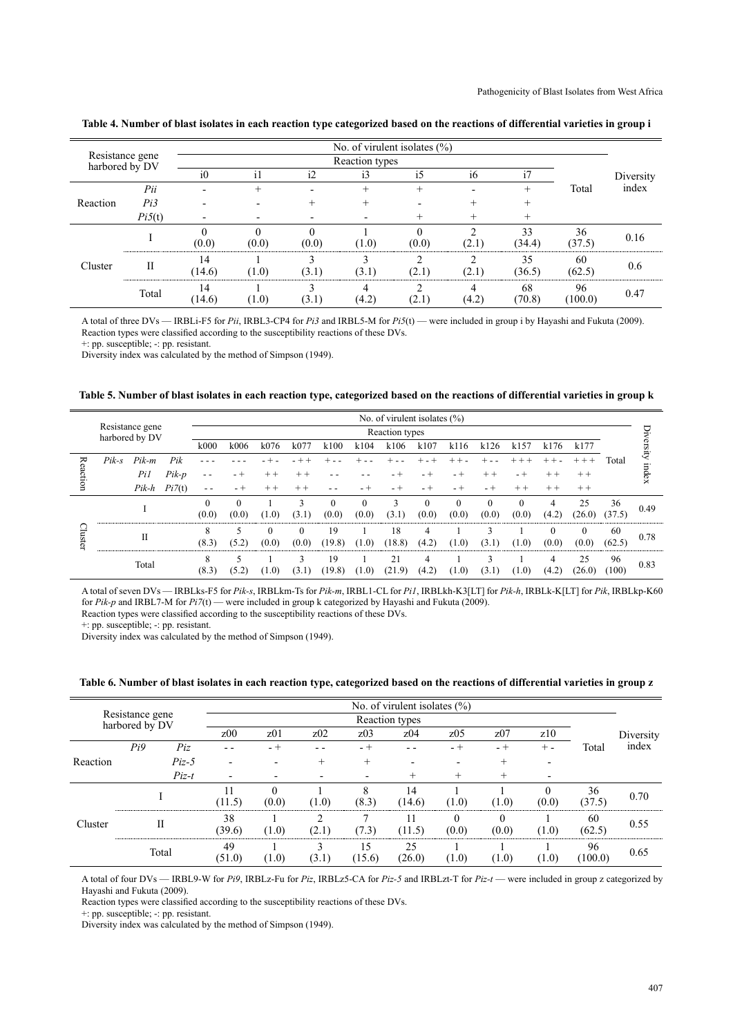**Table 4. Number of blast isolates in each reaction type categorized based on the reactions of differential varieties in group i**

| Resistance gene harbored by DV | | No. of virulent isolates (%) | | | | | | | | |
|---|---|---|---|---|---|---|---|---|---|---|
| | | Reaction types | | | | | | | Total | Diversity index |
| | | i0 | i1 | i2 | i3 | i5 | i6 | i7 | | |
| Reaction | *Pii* | - | + | - | + | + | - | + | | |
| | *Pi3* | - | - | + | + | - | + | + | | |
| | *Pi5*(t) | - | - | - | - | + | + | + | | |
| Cluster | I | 0 (0.0) | 0 (0.0) | 0 (0.0) | 1 (1.0) | 0 (0.0) | 2 (2.1) | 33 (34.4) | 36 (37.5) | 0.16 |
| | II | 14 (14.6) | 1 (1.0) | 3 (3.1) | 3 (3.1) | 2 (2.1) | 2 (2.1) | 35 (36.5) | 60 (62.5) | 0.6 |
| | Total | 14 (14.6) | 1 (1.0) | 3 (3.1) | 4 (4.2) | 2 (2.1) | 4 (4.2) | 68 (70.8) | 96 (100.0) | 0.47 |

A total of three DVs — IRBLi-F5 for *Pii*, IRBL3-CP4 for *Pi3* and IRBL5-M for *Pi5*(t) — were included in group i by Hayashi and Fukuta (2009).
Reaction types were classified according to the susceptibility reactions of these DVs.
+: pp. susceptible; -: pp. resistant.
Diversity index was calculated by the method of Simpson (1949).

**Table 5. Number of blast isolates in each reaction type, categorized based on the reactions of differential varieties in group k**

| Resistance gene harbored by DV | | | No. of virulent isolates (%) | | | | | | | | | | | | | | |
|---|---|---|---|---|---|---|---|---|---|---|---|---|---|---|---|---|---|
| | | | Reaction types | | | | | | | | | | | | | Total | Diversity index |
| | | | k000 | k006 | k076 | k077 | k100 | k104 | k106 | k107 | k116 | k126 | k157 | k176 | k177 | | |
| Reaction | *Pik-s* | *Pik-m* | *Pik* | - - - | - - - | - + - | - + + | + - - | + - - | + - - | + - + | + + - | + - - | + + + | + + - | + + + | | |
| | | *Pi1* | *Pik-p* | - - | - + | + + | + + | - - | - - | - + | - + | - + | + + | - + | + + | + + | | |
| | | *Pik-h* | *Pi7*(t) | - - | - + | + + | + + | - - | - + | - + | - + | - + | - + | + + | + + | + + | | |
| Cluster | I | | | 0 (0.0) | 0 (0.0) | 1 (1.0) | 3 (3.1) | 0 (0.0) | 0 (0.0) | 3 (3.1) | 0 (0.0) | 0 (0.0) | 0 (0.0) | 0 (0.0) | 4 (4.2) | 25 (26.0) | 36 (37.5) | 0.49 |
| | II | | | 8 (8.3) | 5 (5.2) | 0 (0.0) | 0 (0.0) | 19 (19.8) | 1 (1.0) | 18 (18.8) | 4 (4.2) | 1 (1.0) | 3 (3.1) | 1 (1.0) | 0 (0.0) | 0 (0.0) | 60 (62.5) | 0.78 |
| | Total | | | 8 (8.3) | 5 (5.2) | 1 (1.0) | 3 (3.1) | 19 (19.8) | 1 (1.0) | 21 (21.9) | 4 (4.2) | 1 (1.0) | 3 (3.1) | 1 (1.0) | 4 (4.2) | 25 (26.0) | 96 (100) | 0.83 |

A total of seven DVs — IRBLks-F5 for *Pik-s*, IRBLkm-Ts for *Pik-m*, IRBL1-CL for *Pi1*, IRBLkh-K3[LT] for *Pik-h*, IRBLk-K[LT] for *Pik*, IRBLkp-K60 for *Pik-p* and IRBL7-M for *Pi7*(t) — were included in group k categorized by Hayashi and Fukuta (2009).
Reaction types were classified according to the susceptibility reactions of these DVs.
+: pp. susceptible; -: pp. resistant.
Diversity index was calculated by the method of Simpson (1949).

**Table 6. Number of blast isolates in each reaction type, categorized based on the reactions of differential varieties in group z**

| Resistance gene harbored by DV | | | No. of virulent isolates (%) | | | | | | | | | |
|---|---|---|---|---|---|---|---|---|---|---|---|---|
| | | | Reaction types | | | | | | | | Total | Diversity index |
| | | | z00 | z01 | z02 | z03 | z04 | z05 | z07 | z10 | | |
| Reaction | *Pi9* | *Piz* | - - | - + | - - | - + | - - | - + | - + | + - | | |
| | | *Piz-5* | - | - | + | + | - | - | + | - | | |
| | | *Piz-t* | - | - | - | - | + | + | + | - | | |
| Cluster | I | | 11 (11.5) | 0 (0.0) | 1 (1.0) | 8 (8.3) | 14 (14.6) | 1 (1.0) | 1 (1.0) | 0 (0.0) | 36 (37.5) | 0.70 |
| | II | | 38 (39.6) | 1 (1.0) | 2 (2.1) | 7 (7.3) | 11 (11.5) | 0 (0.0) | 0 (0.0) | 1 (1.0) | 60 (62.5) | 0.55 |
| | Total | | 49 (51.0) | 1 (1.0) | 3 (3.1) | 15 (15.6) | 25 (26.0) | 1 (1.0) | 1 (1.0) | 1 (1.0) | 96 (100.0) | 0.65 |

A total of four DVs — IRBL9-W for *Pi9*, IRBLz-Fu for *Piz*, IRBLz5-CA for *Piz-5* and IRBLzt-T for *Piz-t* — were included in group z categorized by Hayashi and Fukuta (2009).
Reaction types were classified according to the susceptibility reactions of these DVs.
+: pp. susceptible; -: pp. resistant.
Diversity index was calculated by the method of Simpson (1949).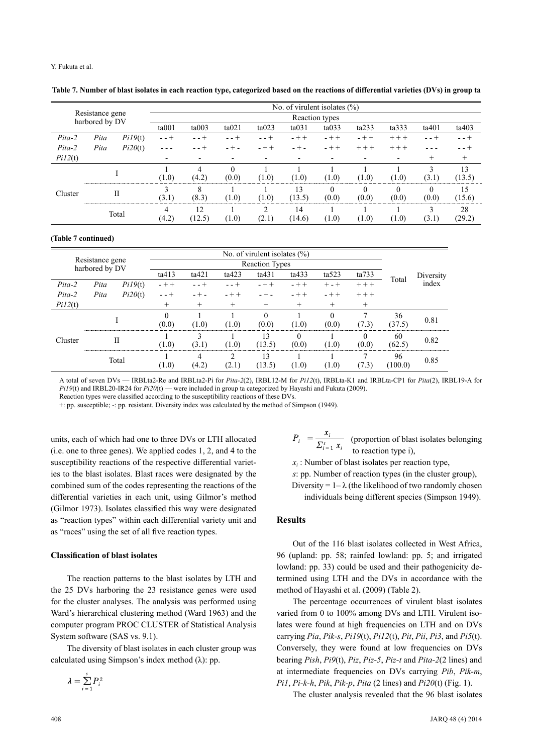**Table 7. Number of blast isolates in each reaction type, categorized based on the reactions of differential varieties (DVs) in group ta**

| Resistance gene harbored by DV | | | No. of virulent isolates (%) | | | | | | | | | |
|---|---|---|---|---|---|---|---|---|---|---|---|---|
| | | | Reaction types | | | | | | | | | |
| | | | ta001 | ta003 | ta021 | ta023 | ta031 | ta033 | ta233 | ta333 | ta401 | ta403 |
| *Pita-2* | *Pita* | *Pi19*(t) | - - + | - - + | - - + | - - + | - + + | - + + | - + + | + + + | - - + | - - + |
| *Pita-2* | *Pita* | *Pi20*(t) | - - - | - - + | - + - | - + + | - + - | - + + | + + + | + + + | - - - | - - + |
| *Pi12*(t) | | | - | - | - | - | - | - | - | - | + | + |
| Cluster | I | | 1 (1.0) | 4 (4.2) | 0 (0.0) | 1 (1.0) | 1 (1.0) | 1 (1.0) | 1 (1.0) | 1 (1.0) | 3 (3.1) | 13 (13.5) |
| | II | | 3 (3.1) | 8 (8.3) | 1 (1.0) | 1 (1.0) | 13 (13.5) | 0 (0.0) | 0 (0.0) | 0 (0.0) | 0 (0.0) | 15 (15.6) |
| | Total | | 4 (4.2) | 12 (12.5) | 1 (1.0) | 2 (2.1) | 14 (14.6) | 1 (1.0) | 1 (1.0) | 1 (1.0) | 3 (3.1) | 28 (29.2) |

**(Table 7 continued)**

| Resistance gene harbored by DV | | | No. of virulent isolates (%) | | | | | | | Total | Diversity index |
|---|---|---|---|---|---|---|---|---|---|---|---|
| | | | Reaction Types | | | | | | | | |
| | | | ta413 | ta421 | ta423 | ta431 | ta433 | ta523 | ta733 | | |
| *Pita-2* | *Pita* | *Pi19*(t) | - + + | - - + | - - + | - + + | - + + | + - + | + + + | | |
| *Pita-2* | *Pita* | *Pi20*(t) | - - + | - + - | - + + | - + - | - + + | - + + | + + + | | |
| *Pi12*(t) | | | + | + | + | + | + | + | + | | |
| Cluster | I | | 0 (0.0) | 1 (1.0) | 1 (1.0) | 0 (0.0) | 1 (1.0) | 0 (0.0) | 7 (7.3) | 36 (37.5) | 0.81 |
| | II | | 1 (1.0) | 3 (3.1) | 1 (1.0) | 13 (13.5) | 0 (0.0) | 1 (1.0) | 0 (0.0) | 60 (62.5) | 0.82 |
| | Total | | 1 (1.0) | 4 (4.2) | 2 (2.1) | 13 (13.5) | 1 (1.0) | 1 (1.0) | 7 (7.3) | 96 (100.0) | 0.85 |

A total of seven DVs — IRBLta2-Re and IRBLta2-Pi for *Pita-2*(2), IRBL12-M for *Pi12*(t), IRBLta-K1 and IRBLta-CP1 for *Pita*(2), IRBL19-A for *Pi19*(t) and IRBL20-IR24 for *Pi20*(t) — were included in group ta categorized by Hayashi and Fukuta (2009).
Reaction types were classified according to the susceptibility reactions of these DVs.
+: pp. susceptible; -: pp. resistant. Diversity index was calculated by the method of Simpson (1949).

units, each of which had one to three DVs or LTH allocated (i.e. one to three genes). We applied codes 1, 2, and 4 to the susceptibility reactions of the respective differential varieties to the blast isolates. Blast races were designated by the combined sum of the codes representing the reactions of the differential varieties in each unit, using Gilmor's method (Gilmor 1973). Isolates classified this way were designated as "reaction types" within each differential variety unit and as "races" using the set of all five reaction types.

### Classification of blast isolates

The reaction patterns to the blast isolates by LTH and the 25 DVs harboring the 23 resistance genes were used for the cluster analyses. The analysis was performed using Ward's hierarchical clustering method (Ward 1963) and the computer program PROC CLUSTER of Statistical Analysis System software (SAS vs. 9.1).

The diversity of blast isolates in each cluster group was calculated using Simpson's index method (λ): pp.

$$\lambda = \sum_{i=1}^{s} P_i^2$$

$$P_i = \frac{x_i}{\Sigma_{i=1}^{s} x_i}$$ (proportion of blast isolates belonging to reaction type i),

$x_i$ : Number of blast isolates per reaction type,

$s$: pp. Number of reaction types (in the cluster group),

Diversity = 1– λ (the likelihood of two randomly chosen individuals being different species (Simpson 1949).

## Results

Out of the 116 blast isolates collected in West Africa, 96 (upland: pp. 58; rainfed lowland: pp. 5; and irrigated lowland: pp. 33) could be used and their pathogenicity determined using LTH and the DVs in accordance with the method of Hayashi et al. (2009) (Table 2).

The percentage occurrences of virulent blast isolates varied from 0 to 100% among DVs and LTH. Virulent isolates were found at high frequencies on LTH and on DVs carrying *Pia*, *Pik-s*, *Pi19*(t), *Pi12*(t), *Pit*, *Pii*, *Pi3*, and *Pi5*(t). Conversely, they were found at low frequencies on DVs bearing *Pish*, *Pi9*(t), *Piz*, *Piz-5*, *Piz-t* and *Pita-2*(2 lines) and at intermediate frequencies on DVs carrying *Pib*, *Pik-m*, *Pi1*, *Pi-k-h*, *Pik*, *Pik-p*, *Pita* (2 lines) and *Pi20*(t) (Fig. 1).

The cluster analysis revealed that the 96 blast isolates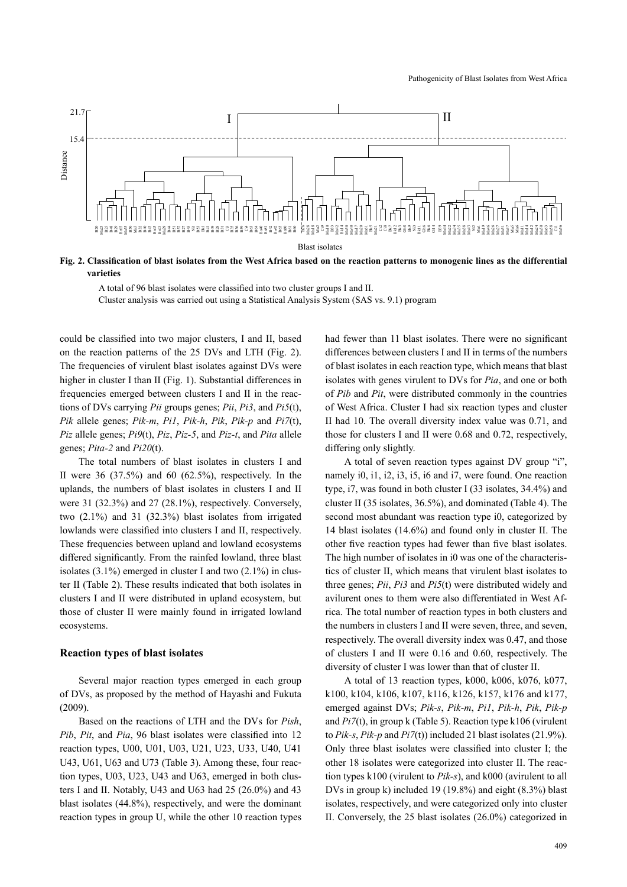**Fig. 2. Classification of blast isolates from the West Africa based on the reaction patterns to monogenic lines as the differential varieties**

A total of 96 blast isolates were classified into two cluster groups I and II.
Cluster analysis was carried out using a Statistical Analysis System (SAS vs. 9.1) program

could be classified into two major clusters, I and II, based on the reaction patterns of the 25 DVs and LTH (Fig. 2). The frequencies of virulent blast isolates against DVs were higher in cluster I than II (Fig. 1). Substantial differences in frequencies emerged between clusters I and II in the reactions of DVs carrying *Pii* groups genes; *Pii*, *Pi3*, and *Pi5*(t), *Pik* allele genes; *Pik-m*, *Pi1*, *Pik-h*, *Pik*, *Pik-p* and *Pi7*(t), *Piz* allele genes; *Pi9*(t), *Piz*, *Piz-5*, and *Piz-t*, and *Pita* allele genes; *Pita-2* and *Pi20*(t).

The total numbers of blast isolates in clusters I and II were 36 (37.5%) and 60 (62.5%), respectively. In the uplands, the numbers of blast isolates in clusters I and II were 31 (32.3%) and 27 (28.1%), respectively. Conversely, two (2.1%) and 31 (32.3%) blast isolates from irrigated lowlands were classified into clusters I and II, respectively. These frequencies between upland and lowland ecosystems differed significantly. From the rainfed lowland, three blast isolates (3.1%) emerged in cluster I and two (2.1%) in cluster II (Table 2). These results indicated that both isolates in clusters I and II were distributed in upland ecosystem, but those of cluster II were mainly found in irrigated lowland ecosystems.

## Reaction types of blast isolates

Several major reaction types emerged in each group of DVs, as proposed by the method of Hayashi and Fukuta (2009).

Based on the reactions of LTH and the DVs for *Pish*, *Pib*, *Pit*, and *Pia*, 96 blast isolates were classified into 12 reaction types, U00, U01, U03, U21, U23, U33, U40, U41 U43, U61, U63 and U73 (Table 3). Among these, four reaction types, U03, U23, U43 and U63, emerged in both clusters I and II. Notably, U43 and U63 had 25 (26.0%) and 43 blast isolates (44.8%), respectively, and were the dominant reaction types in group U, while the other 10 reaction types had fewer than 11 blast isolates. There were no significant differences between clusters I and II in terms of the numbers of blast isolates in each reaction type, which means that blast isolates with genes virulent to DVs for *Pia*, and one or both of *Pib* and *Pit*, were distributed commonly in the countries of West Africa. Cluster I had six reaction types and cluster II had 10. The overall diversity index value was 0.71, and those for clusters I and II were 0.68 and 0.72, respectively, differing only slightly.

A total of seven reaction types against DV group "i", namely i0, i1, i2, i3, i5, i6 and i7, were found. One reaction type, i7, was found in both cluster I (33 isolates, 34.4%) and cluster II (35 isolates, 36.5%), and dominated (Table 4). The second most abundant was reaction type i0, categorized by 14 blast isolates (14.6%) and found only in cluster II. The other five reaction types had fewer than five blast isolates. The high number of isolates in i0 was one of the characteristics of cluster II, which means that virulent blast isolates to three genes; *Pii*, *Pi3* and *Pi5*(t) were distributed widely and avilurent ones to them were also differentiated in West Africa. The total number of reaction types in both clusters and the numbers in clusters I and II were seven, three, and seven, respectively. The overall diversity index was 0.47, and those of clusters I and II were 0.16 and 0.60, respectively. The diversity of cluster I was lower than that of cluster II.

A total of 13 reaction types, k000, k006, k076, k077, k100, k104, k106, k107, k116, k126, k157, k176 and k177, emerged against DVs; *Pik-s*, *Pik-m*, *Pi1*, *Pik-h*, *Pik*, *Pik-p* and *Pi7*(t), in group k (Table 5). Reaction type k106 (virulent to *Pik-s*, *Pik-p* and *Pi7*(t)) included 21 blast isolates (21.9%). Only three blast isolates were classified into cluster I; the other 18 isolates were categorized into cluster II. The reaction types k100 (virulent to *Pik-s*), and k000 (avirulent to all DVs in group k) included 19 (19.8%) and eight (8.3%) blast isolates, respectively, and were categorized only into cluster II. Conversely, the 25 blast isolates (26.0%) categorized in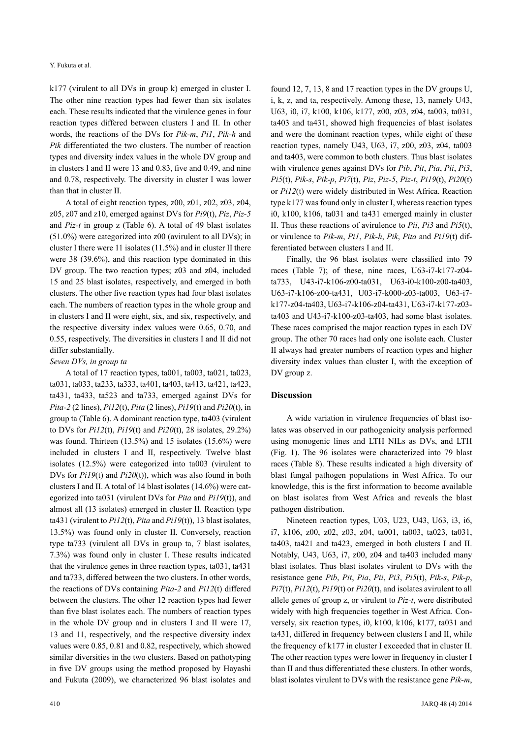k177 (virulent to all DVs in group k) emerged in cluster I. The other nine reaction types had fewer than six isolates each. These results indicated that the virulence genes in four reaction types differed between clusters I and II. In other words, the reactions of the DVs for *Pik-m*, *Pi1*, *Pik-h* and *Pik* differentiated the two clusters. The number of reaction types and diversity index values in the whole DV group and in clusters I and II were 13 and 0.83, five and 0.49, and nine and 0.78, respectively. The diversity in cluster I was lower than that in cluster II.

A total of eight reaction types, z00, z01, z02, z03, z04, z05, z07 and z10, emerged against DVs for *Pi9*(t), *Piz*, *Piz-5* and *Piz-t* in group z (Table 6). A total of 49 blast isolates (51.0%) were categorized into z00 (avirulent to all DVs); in cluster I there were 11 isolates (11.5%) and in cluster II there were 38 (39.6%), and this reaction type dominated in this DV group. The two reaction types; z03 and z04, included 15 and 25 blast isolates, respectively, and emerged in both clusters. The other five reaction types had four blast isolates each. The numbers of reaction types in the whole group and in clusters I and II were eight, six, and six, respectively, and the respective diversity index values were 0.65, 0.70, and 0.55, respectively. The diversities in clusters I and II did not differ substantially.

*Seven DVs, in group ta*

A total of 17 reaction types, ta001, ta003, ta021, ta023, ta031, ta033, ta233, ta333, ta401, ta403, ta413, ta421, ta423, ta431, ta433, ta523 and ta733, emerged against DVs for *Pita-2* (2 lines), *Pi12*(t), *Pita* (2 lines), *Pi19*(t) and *Pi20*(t), in group ta (Table 6). A dominant reaction type, ta403 (virulent to DVs for *Pi12*(t), *Pi19*(t) and *Pi20*(t), 28 isolates, 29.2%) was found. Thirteen (13.5%) and 15 isolates (15.6%) were included in clusters I and II, respectively. Twelve blast isolates (12.5%) were categorized into ta003 (virulent to DVs for *Pi19*(t) and *Pi20*(t)), which was also found in both clusters I and II. A total of 14 blast isolates (14.6%) were categorized into ta031 (virulent DVs for *Pita* and *Pi19*(t)), and almost all (13 isolates) emerged in cluster II. Reaction type ta431 (virulent to *Pi12*(t), *Pita* and *Pi19*(t)), 13 blast isolates, 13.5%) was found only in cluster II. Conversely, reaction type ta733 (virulent all DVs in group ta, 7 blast isolates, 7.3%) was found only in cluster I. These results indicated that the virulence genes in three reaction types, ta031, ta431 and ta733, differed between the two clusters. In other words, the reactions of DVs containing *Pita-2* and *Pi12*(t) differed between the clusters. The other 12 reaction types had fewer than five blast isolates each. The numbers of reaction types in the whole DV group and in clusters I and II were 17, 13 and 11, respectively, and the respective diversity index values were 0.85, 0.81 and 0.82, respectively, which showed similar diversities in the two clusters. Based on pathotyping in five DV groups using the method proposed by Hayashi and Fukuta (2009), we characterized 96 blast isolates and found 12, 7, 13, 8 and 17 reaction types in the DV groups U, i, k, z, and ta, respectively. Among these, 13, namely U43, U63, i0, i7, k100, k106, k177, z00, z03, z04, ta003, ta031, ta403 and ta431, showed high frequencies of blast isolates and were the dominant reaction types, while eight of these reaction types, namely U43, U63, i7, z00, z03, z04, ta003 and ta403, were common to both clusters. Thus blast isolates with virulence genes against DVs for *Pib*, *Pit*, *Pia*, *Pii*, *Pi3*, *Pi5*(t), *Pik-s*, *Pik-p*, *Pi7*(t), *Piz*, *Piz-5*, *Piz-t*, *Pi19*(t), *Pi20*(t) or *Pi12*(t) were widely distributed in West Africa. Reaction type k177 was found only in cluster I, whereas reaction types i0, k100, k106, ta031 and ta431 emerged mainly in cluster II. Thus these reactions of avirulence to *Pii*, *Pi3* and *Pi5*(t), or virulence to *Pik-m*, *Pi1*, *Pik-h*, *Pik*, *Pita* and *Pi19*(t) differentiated between clusters I and II.

Finally, the 96 blast isolates were classified into 79 races (Table 7); of these, nine races, U63-i7-k177-z04-ta733, U43-i7-k106-z00-ta031, U63-i0-k100-z00-ta403, U63-i7-k106-z00-ta431, U03-i7-k000-z03-ta003, U63-i7-k177-z04-ta403, U63-i7-k106-z04-ta431, U63-i7-k177-z03-ta403 and U43-i7-k100-z03-ta403, had some blast isolates. These races comprised the major reaction types in each DV group. The other 70 races had only one isolate each. Cluster II always had greater numbers of reaction types and higher diversity index values than cluster I, with the exception of DV group z.

## Discussion

A wide variation in virulence frequencies of blast isolates was observed in our pathogenicity analysis performed using monogenic lines and LTH NILs as DVs, and LTH (Fig. 1). The 96 isolates were characterized into 79 blast races (Table 8). These results indicated a high diversity of blast fungal pathogen populations in West Africa. To our knowledge, this is the first information to become available on blast isolates from West Africa and reveals the blast pathogen distribution.

Nineteen reaction types, U03, U23, U43, U63, i3, i6, i7, k106, z00, z02, z03, z04, ta001, ta003, ta023, ta031, ta403, ta421 and ta423, emerged in both clusters I and II. Notably, U43, U63, i7, z00, z04 and ta403 included many blast isolates. Thus blast isolates virulent to DVs with the resistance gene *Pib*, *Pit*, *Pia*, *Pii*, *Pi3*, *Pi5*(t), *Pik-s*, *Pik-p*, *Pi7*(t), *Pi12*(t), *Pi19*(t) or *Pi20*(t), and isolates avirulent to all allele genes of group z, or virulent to *Piz-t*, were distributed widely with high frequencies together in West Africa. Conversely, six reaction types, i0, k100, k106, k177, ta031 and ta431, differed in frequency between clusters I and II, while the frequency of k177 in cluster I exceeded that in cluster II. The other reaction types were lower in frequency in cluster I than II and thus differentiated these clusters. In other words, blast isolates virulent to DVs with the resistance gene *Pik-m*,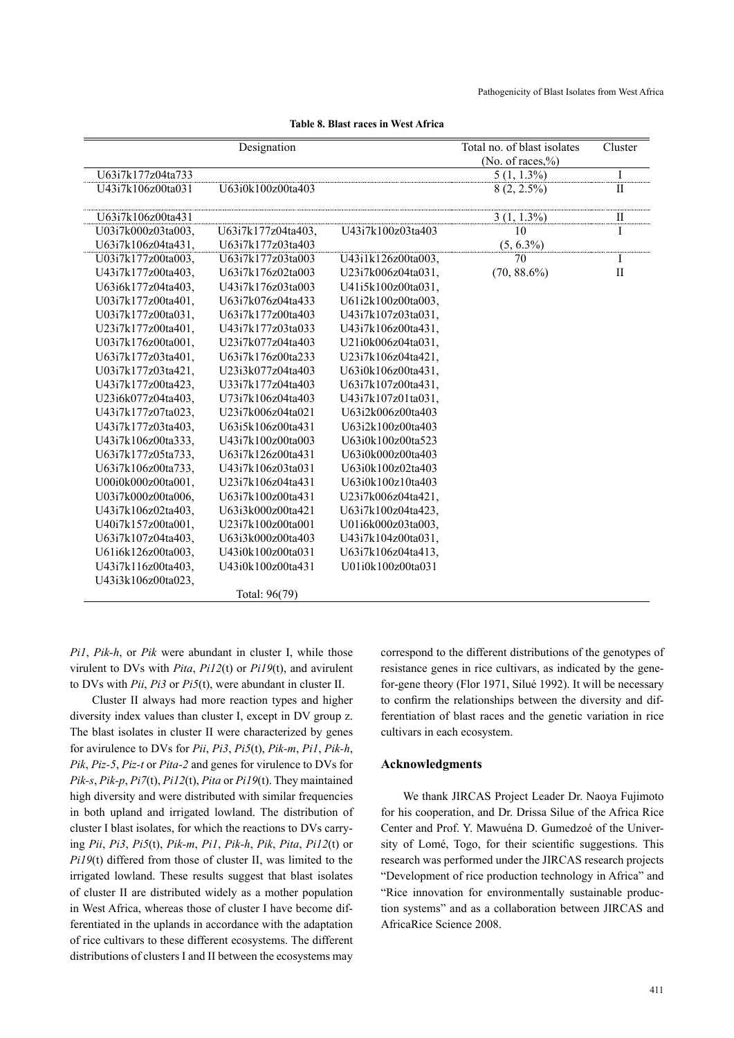**Table 8. Blast races in West Africa**

| Designation | | | Total no. of blast isolates (No. of races,%) | Cluster |
|---|---|---|---|---|
| U63i7k177z04ta733 | | | 5 (1, 1.3%) | I |
| U43i7k106z00ta031 | U63i0k100z00ta403 | | 8 (2, 2.5%) | II |
| U63i7k106z00ta431 | | | 3 (1, 1.3%) | II |
| U03i7k000z03ta003, U63i7k106z04ta431, | U63i7k177z04ta403, U63i7k177z03ta403 | U43i7k100z03ta403 | 10 (5, 6.3%) | I |
| U03i7k177z00ta003, | U63i7k177z03ta003 | U43i1k126z00ta003, | 70 | I |
| U43i7k177z00ta403, | U63i7k176z02ta003 | U23i7k006z04ta031, | (70, 88.6%) | II |
| U63i6k177z04ta403, | U43i7k176z03ta003 | U41i5k100z00ta031, | | |
| U03i7k177z00ta401, | U63i7k076z04ta433 | U61i2k100z00ta003, | | |
| U03i7k177z00ta031, | U63i7k177z00ta403 | U43i7k107z03ta031, | | |
| U23i7k177z00ta401, | U43i7k177z03ta033 | U43i7k106z00ta431, | | |
| U03i7k176z00ta001, | U23i7k077z04ta403 | U21i0k006z04ta031, | | |
| U63i7k177z03ta401, | U63i7k176z00ta233 | U23i7k106z04ta421, | | |
| U03i7k177z03ta421, | U23i3k077z04ta403 | U63i0k106z00ta431, | | |
| U43i7k177z00ta423, | U33i7k177z04ta403 | U63i7k107z00ta431, | | |
| U23i6k077z04ta403, | U73i7k106z04ta403 | U43i7k107z01ta031, | | |
| U43i7k177z07ta023, | U23i7k006z04ta021 | U63i2k006z00ta403 | | |
| U43i7k177z03ta403, | U63i5k106z00ta431 | U63i2k100z00ta403 | | |
| U43i7k106z00ta333, | U43i7k100z00ta003 | U63i0k100z00ta523 | | |
| U63i7k177z05ta733, | U63i7k126z00ta431 | U63i0k000z00ta403 | | |
| U63i7k106z00ta733, | U43i7k106z03ta031 | U63i0k100z02ta403 | | |
| U00i0k000z00ta001, | U23i7k106z04ta431 | U63i0k100z10ta403 | | |
| U03i7k000z00ta006, | U63i7k100z00ta431 | U23i7k006z04ta421, | | |
| U43i7k106z02ta403, | U63i3k000z00ta421 | U63i7k100z04ta423, | | |
| U40i7k157z00ta001, | U23i7k100z00ta001 | U01i6k000z03ta003, | | |
| U63i7k107z04ta403, | U63i3k000z00ta403 | U43i7k104z00ta031, | | |
| U61i6k126z00ta003, | U43i0k100z00ta031 | U63i7k106z04ta413, | | |
| U43i7k116z00ta403, | U43i0k100z00ta431 | U01i0k100z00ta031 | | |
| U43i3k106z00ta023, | | | | |
| | Total: 96(79) | | | |

*Pi1*, *Pik-h*, or *Pik* were abundant in cluster I, while those virulent to DVs with *Pita*, *Pi12*(t) or *Pi19*(t), and avirulent to DVs with *Pii*, *Pi3* or *Pi5*(t), were abundant in cluster II.

Cluster II always had more reaction types and higher diversity index values than cluster I, except in DV group z. The blast isolates in cluster II were characterized by genes for avirulence to DVs for *Pii*, *Pi3*, *Pi5*(t), *Pik-m*, *Pi1*, *Pik-h*, *Pik*, *Piz-5*, *Piz-t* or *Pita-2* and genes for virulence to DVs for *Pik-s*, *Pik-p*, *Pi7*(t), *Pi12*(t), *Pita* or *Pi19*(t). They maintained high diversity and were distributed with similar frequencies in both upland and irrigated lowland. The distribution of cluster I blast isolates, for which the reactions to DVs carrying *Pii*, *Pi3*, *Pi5*(t), *Pik-m*, *Pi1*, *Pik-h*, *Pik*, *Pita*, *Pi12*(t) or *Pi19*(t) differed from those of cluster II, was limited to the irrigated lowland. These results suggest that blast isolates of cluster II are distributed widely as a mother population in West Africa, whereas those of cluster I have become differentiated in the uplands in accordance with the adaptation of rice cultivars to these different ecosystems. The different distributions of clusters I and II between the ecosystems may correspond to the different distributions of the genotypes of resistance genes in rice cultivars, as indicated by the gene-for-gene theory (Flor 1971, Silué 1992). It will be necessary to confirm the relationships between the diversity and differentiation of blast races and the genetic variation in rice cultivars in each ecosystem.

## Acknowledgments

We thank JIRCAS Project Leader Dr. Naoya Fujimoto for his cooperation, and Dr. Drissa Silue of the Africa Rice Center and Prof. Y. Mawuéna D. Gumedzoé of the University of Lomé, Togo, for their scientific suggestions. This research was performed under the JIRCAS research projects "Development of rice production technology in Africa" and "Rice innovation for environmentally sustainable production systems" and as a collaboration between JIRCAS and AfricaRice Science 2008.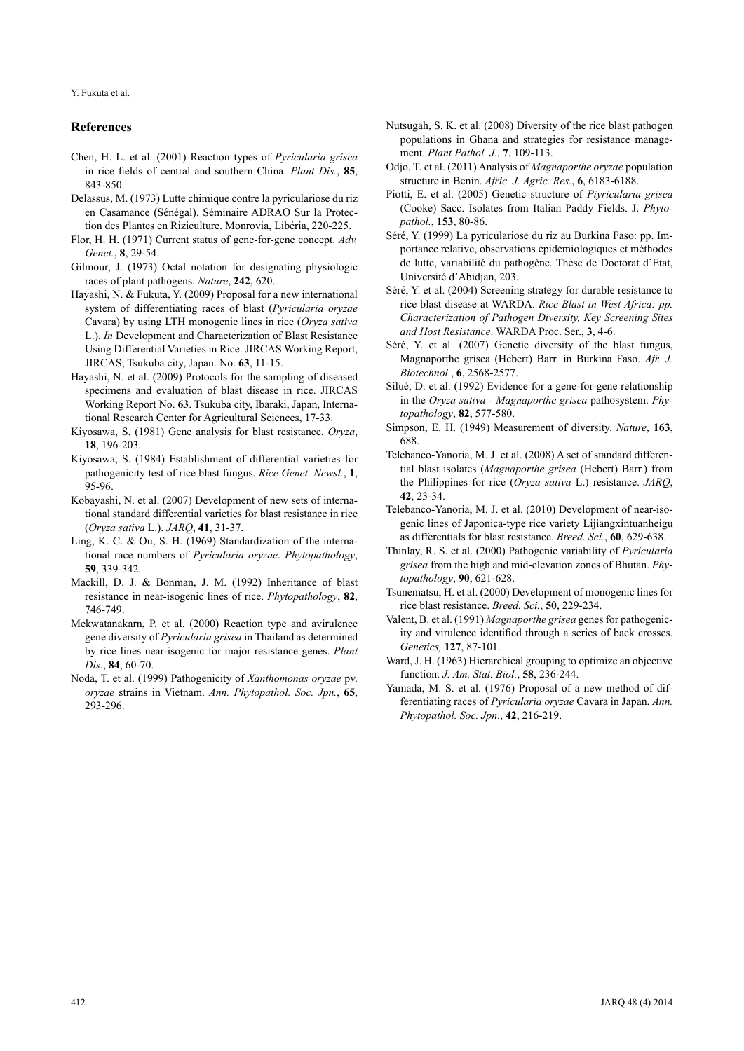## References

Chen, H. L. et al. (2001) Reaction types of *Pyricularia grisea* in rice fields of central and southern China. *Plant Dis.*, **85**, 843-850.

Delassus, M. (1973) Lutte chimique contre la pyriculariose du riz en Casamance (Sénégal). Séminaire ADRAO Sur la Protection des Plantes en Riziculture. Monrovia, Libéria, 220-225.

Flor, H. H. (1971) Current status of gene-for-gene concept. *Adv. Genet.*, **8**, 29-54.

Gilmour, J. (1973) Octal notation for designating physiologic races of plant pathogens. *Nature*, **242**, 620.

Hayashi, N. & Fukuta, Y. (2009) Proposal for a new international system of differentiating races of blast (*Pyricularia oryzae* Cavara) by using LTH monogenic lines in rice (*Oryza sativa* L.). *In* Development and Characterization of Blast Resistance Using Differential Varieties in Rice. JIRCAS Working Report, JIRCAS, Tsukuba city, Japan. No. **63**, 11-15.

Hayashi, N. et al. (2009) Protocols for the sampling of diseased specimens and evaluation of blast disease in rice. JIRCAS Working Report No. **63**. Tsukuba city, Ibaraki, Japan, International Research Center for Agricultural Sciences, 17-33.

Kiyosawa, S. (1981) Gene analysis for blast resistance. *Oryza*, **18**, 196-203.

Kiyosawa, S. (1984) Establishment of differential varieties for pathogenicity test of rice blast fungus. *Rice Genet. Newsl.*, **1**, 95-96.

Kobayashi, N. et al. (2007) Development of new sets of international standard differential varieties for blast resistance in rice (*Oryza sativa* L.). *JARQ*, **41**, 31-37.

Ling, K. C. & Ou, S. H. (1969) Standardization of the international race numbers of *Pyricularia oryzae*. *Phytopathology*, **59**, 339-342.

Mackill, D. J. & Bonman, J. M. (1992) Inheritance of blast resistance in near-isogenic lines of rice. *Phytopathology*, **82**, 746-749.

Mekwatanakarn, P. et al. (2000) Reaction type and avirulence gene diversity of *Pyricularia grisea* in Thailand as determined by rice lines near-isogenic for major resistance genes. *Plant Dis.*, **84**, 60-70.

Noda, T. et al. (1999) Pathogenicity of *Xanthomonas oryzae* pv. *oryzae* strains in Vietnam. *Ann. Phytopathol. Soc. Jpn.*, **65**, 293-296.

Nutsugah, S. K. et al. (2008) Diversity of the rice blast pathogen populations in Ghana and strategies for resistance management. *Plant Pathol. J.*, **7**, 109-113.

Odjo, T. et al. (2011) Analysis of *Magnaporthe oryzae* population structure in Benin. *Afric. J. Agric. Res.*, **6**, 6183-6188.

Piotti, E. et al. (2005) Genetic structure of *Piyricularia grisea* (Cooke) Sacc. Isolates from Italian Paddy Fields. J. *Phytopathol.*, **153**, 80-86.

Séré, Y. (1999) La pyriculariose du riz au Burkina Faso: pp. Importance relative, observations épidémiologiques et méthodes de lutte, variabilité du pathogène. Thèse de Doctorat d'Etat, Université d'Abidjan, 203.

Séré, Y. et al. (2004) Screening strategy for durable resistance to rice blast disease at WARDA. *Rice Blast in West Africa: pp. Characterization of Pathogen Diversity, Key Screening Sites and Host Resistance*. WARDA Proc. Ser., **3**, 4-6.

Séré, Y. et al. (2007) Genetic diversity of the blast fungus, Magnaporthe grisea (Hebert) Barr. in Burkina Faso. *Afr. J. Biotechnol.*, **6**, 2568-2577.

Silué, D. et al. (1992) Evidence for a gene-for-gene relationship in the *Oryza sativa - Magnaporthe grisea* pathosystem. *Phytopathology*, **82**, 577-580.

Simpson, E. H. (1949) Measurement of diversity. *Nature*, **163**, 688.

Telebanco-Yanoria, M. J. et al. (2008) A set of standard differential blast isolates (*Magnaporthe grisea* (Hebert) Barr.) from the Philippines for rice (*Oryza sativa* L.) resistance. *JARQ*, **42**, 23-34.

Telebanco-Yanoria, M. J. et al. (2010) Development of near-isogenic lines of Japonica-type rice variety Lijiangxintuanheigu as differentials for blast resistance. *Breed. Sci.*, **60**, 629-638.

Thinlay, R. S. et al. (2000) Pathogenic variability of *Pyricularia grisea* from the high and mid-elevation zones of Bhutan. *Phytopathology*, **90**, 621-628.

Tsunematsu, H. et al. (2000) Development of monogenic lines for rice blast resistance. *Breed. Sci.*, **50**, 229-234.

Valent, B. et al. (1991) *Magnaporthe grisea* genes for pathogenicity and virulence identified through a series of back crosses. *Genetics,* **127**, 87-101.

Ward, J. H. (1963) Hierarchical grouping to optimize an objective function. *J. Am. Stat. Biol.*, **58**, 236-244.

Yamada, M. S. et al. (1976) Proposal of a new method of differentiating races of *Pyricularia oryzae* Cavara in Japan. *Ann. Phytopathol. Soc. Jpn*., **42**, 216-219.